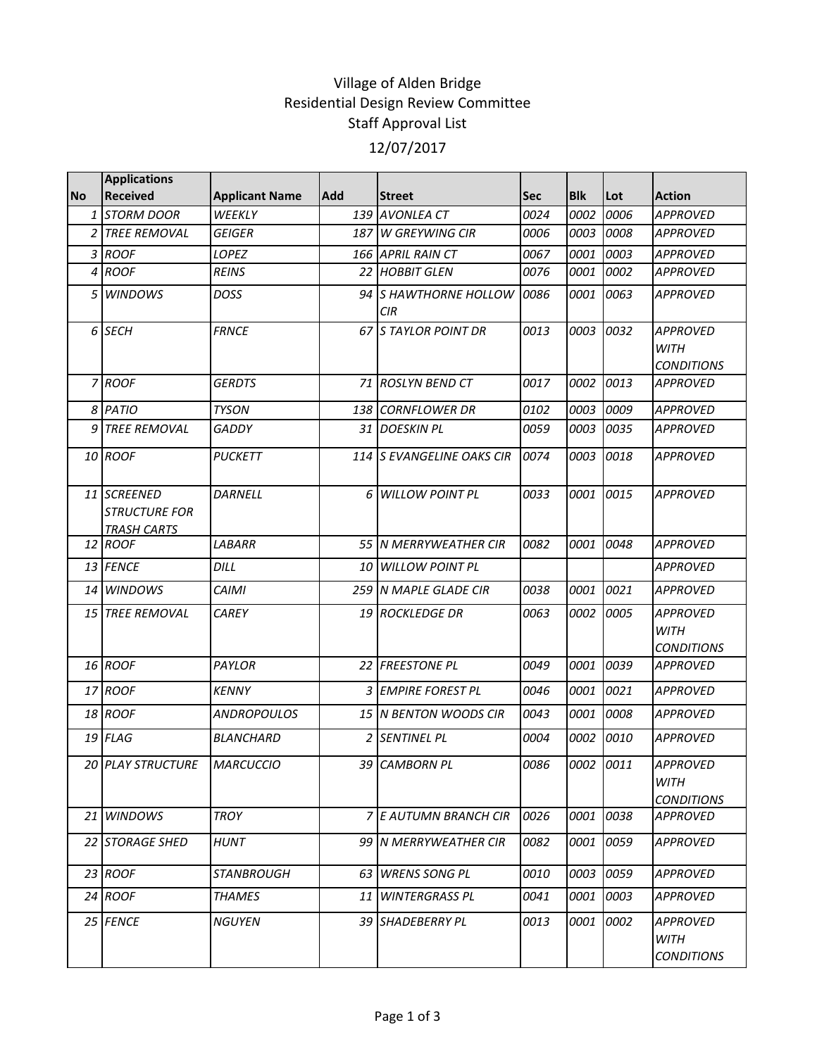# Village of Alden Bridge
## Residential Design Review Committee
## Staff Approval List
## 12/07/2017

| No | Applications Received | Applicant Name | Add | Street | Sec | Blk | Lot | Action |
|---|---|---|---|---|---|---|---|---|
| 1 | STORM DOOR | WEEKLY | 139 | AVONLEA CT | 0024 | 0002 | 0006 | APPROVED |
| 2 | TREE REMOVAL | GEIGER | 187 | W GREYWING CIR | 0006 | 0003 | 0008 | APPROVED |
| 3 | ROOF | LOPEZ | 166 | APRIL RAIN CT | 0067 | 0001 | 0003 | APPROVED |
| 4 | ROOF | REINS | 22 | HOBBIT GLEN | 0076 | 0001 | 0002 | APPROVED |
| 5 | WINDOWS | DOSS | 94 | S HAWTHORNE HOLLOW CIR | 0086 | 0001 | 0063 | APPROVED |
| 6 | SECH | FRNCE | 67 | S TAYLOR POINT DR | 0013 | 0003 | 0032 | APPROVED WITH CONDITIONS |
| 7 | ROOF | GERDTS | 71 | ROSLYN BEND CT | 0017 | 0002 | 0013 | APPROVED |
| 8 | PATIO | TYSON | 138 | CORNFLOWER DR | 0102 | 0003 | 0009 | APPROVED |
| 9 | TREE REMOVAL | GADDY | 31 | DOESKIN PL | 0059 | 0003 | 0035 | APPROVED |
| 10 | ROOF | PUCKETT | 114 | S EVANGELINE OAKS CIR | 0074 | 0003 | 0018 | APPROVED |
| 11 | SCREENED STRUCTURE FOR TRASH CARTS | DARNELL | 6 | WILLOW POINT PL | 0033 | 0001 | 0015 | APPROVED |
| 12 | ROOF | LABARR | 55 | N MERRYWEATHER CIR | 0082 | 0001 | 0048 | APPROVED |
| 13 | FENCE | DILL | 10 | WILLOW POINT PL | | | | APPROVED |
| 14 | WINDOWS | CAIMI | 259 | N MAPLE GLADE CIR | 0038 | 0001 | 0021 | APPROVED |
| 15 | TREE REMOVAL | CAREY | 19 | ROCKLEDGE DR | 0063 | 0002 | 0005 | APPROVED WITH CONDITIONS |
| 16 | ROOF | PAYLOR | 22 | FREESTONE PL | 0049 | 0001 | 0039 | APPROVED |
| 17 | ROOF | KENNY | 3 | EMPIRE FOREST PL | 0046 | 0001 | 0021 | APPROVED |
| 18 | ROOF | ANDROPOULOS | 15 | N BENTON WOODS CIR | 0043 | 0001 | 0008 | APPROVED |
| 19 | FLAG | BLANCHARD | 2 | SENTINEL PL | 0004 | 0002 | 0010 | APPROVED |
| 20 | PLAY STRUCTURE | MARCUCCIO | 39 | CAMBORN PL | 0086 | 0002 | 0011 | APPROVED WITH CONDITIONS |
| 21 | WINDOWS | TROY | 7 | E AUTUMN BRANCH CIR | 0026 | 0001 | 0038 | APPROVED |
| 22 | STORAGE SHED | HUNT | 99 | N MERRYWEATHER CIR | 0082 | 0001 | 0059 | APPROVED |
| 23 | ROOF | STANBROUGH | 63 | WRENS SONG PL | 0010 | 0003 | 0059 | APPROVED |
| 24 | ROOF | THAMES | 11 | WINTERGRASS PL | 0041 | 0001 | 0003 | APPROVED |
| 25 | FENCE | NGUYEN | 39 | SHADEBERRY PL | 0013 | 0001 | 0002 | APPROVED WITH CONDITIONS |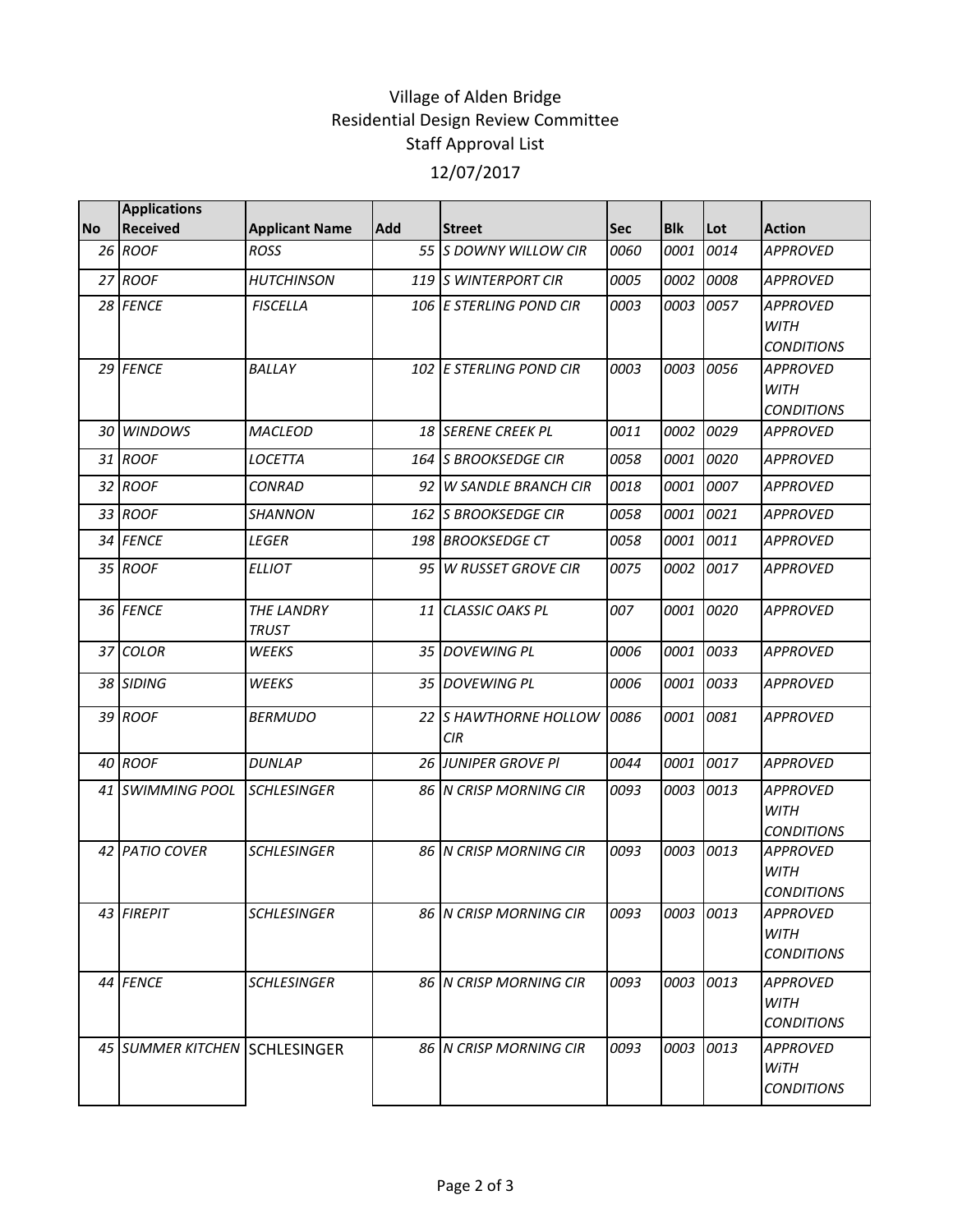Village of Alden Bridge
Residential Design Review Committee
Staff Approval List
12/07/2017

| No | Applications Received | Applicant Name | Add | Street | Sec | Blk | Lot | Action |
|---|---|---|---|---|---|---|---|---|
| 26 | ROOF | ROSS | 55 | S DOWNY WILLOW CIR | 0060 | 0001 | 0014 | APPROVED |
| 27 | ROOF | HUTCHINSON | 119 | S WINTERPORT CIR | 0005 | 0002 | 0008 | APPROVED |
| 28 | FENCE | FISCELLA | 106 | E STERLING POND CIR | 0003 | 0003 | 0057 | APPROVED WITH CONDITIONS |
| 29 | FENCE | BALLAY | 102 | E STERLING POND CIR | 0003 | 0003 | 0056 | APPROVED WITH CONDITIONS |
| 30 | WINDOWS | MACLEOD | 18 | SERENE CREEK PL | 0011 | 0002 | 0029 | APPROVED |
| 31 | ROOF | LOCETTA | 164 | S BROOKSEDGE CIR | 0058 | 0001 | 0020 | APPROVED |
| 32 | ROOF | CONRAD | 92 | W SANDLE BRANCH CIR | 0018 | 0001 | 0007 | APPROVED |
| 33 | ROOF | SHANNON | 162 | S BROOKSEDGE CIR | 0058 | 0001 | 0021 | APPROVED |
| 34 | FENCE | LEGER | 198 | BROOKSEDGE CT | 0058 | 0001 | 0011 | APPROVED |
| 35 | ROOF | ELLIOT | 95 | W RUSSET GROVE CIR | 0075 | 0002 | 0017 | APPROVED |
| 36 | FENCE | THE LANDRY TRUST | 11 | CLASSIC OAKS PL | 007 | 0001 | 0020 | APPROVED |
| 37 | COLOR | WEEKS | 35 | DOVEWING PL | 0006 | 0001 | 0033 | APPROVED |
| 38 | SIDING | WEEKS | 35 | DOVEWING PL | 0006 | 0001 | 0033 | APPROVED |
| 39 | ROOF | BERMUDO | 22 | S HAWTHORNE HOLLOW CIR | 0086 | 0001 | 0081 | APPROVED |
| 40 | ROOF | DUNLAP | 26 | JUNIPER GROVE Pl | 0044 | 0001 | 0017 | APPROVED |
| 41 | SWIMMING POOL | SCHLESINGER | 86 | N CRISP MORNING CIR | 0093 | 0003 | 0013 | APPROVED WITH CONDITIONS |
| 42 | PATIO COVER | SCHLESINGER | 86 | N CRISP MORNING CIR | 0093 | 0003 | 0013 | APPROVED WITH CONDITIONS |
| 43 | FIREPIT | SCHLESINGER | 86 | N CRISP MORNING CIR | 0093 | 0003 | 0013 | APPROVED WITH CONDITIONS |
| 44 | FENCE | SCHLESINGER | 86 | N CRISP MORNING CIR | 0093 | 0003 | 0013 | APPROVED WITH CONDITIONS |
| 45 | SUMMER KITCHEN | SCHLESINGER | 86 | N CRISP MORNING CIR | 0093 | 0003 | 0013 | APPROVED WiTH CONDITIONS |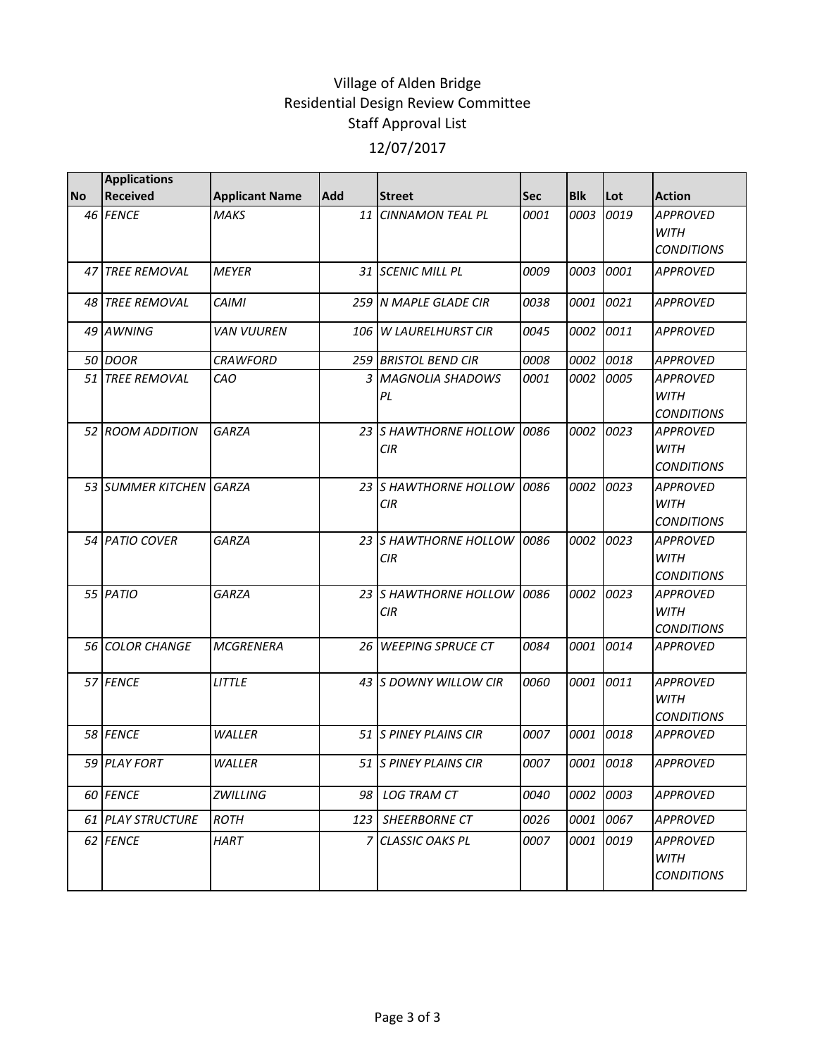# Village of Alden Bridge
## Residential Design Review Committee
## Staff Approval List
## 12/07/2017

| No | Applications Received | Applicant Name | Add | Street | Sec | Blk | Lot | Action |
|---|---|---|---|---|---|---|---|---|
| 46 | *FENCE* | *MAKS* | 11 | *CINNAMON TEAL PL* | 0001 | 0003 | 0019 | *APPROVED WITH CONDITIONS* |
| 47 | *TREE REMOVAL* | *MEYER* | 31 | *SCENIC MILL PL* | 0009 | 0003 | 0001 | *APPROVED* |
| 48 | *TREE REMOVAL* | *CAIMI* | 259 | *N MAPLE GLADE CIR* | 0038 | 0001 | 0021 | *APPROVED* |
| 49 | *AWNING* | *VAN VUUREN* | 106 | *W LAURELHURST CIR* | 0045 | 0002 | 0011 | *APPROVED* |
| 50 | *DOOR* | *CRAWFORD* | 259 | *BRISTOL BEND CIR* | 0008 | 0002 | 0018 | *APPROVED* |
| 51 | *TREE REMOVAL* | *CAO* | 3 | *MAGNOLIA SHADOWS PL* | 0001 | 0002 | 0005 | *APPROVED WITH CONDITIONS* |
| 52 | *ROOM ADDITION* | *GARZA* | 23 | *S HAWTHORNE HOLLOW CIR* | 0086 | 0002 | 0023 | *APPROVED WITH CONDITIONS* |
| 53 | *SUMMER KITCHEN* | *GARZA* | 23 | *S HAWTHORNE HOLLOW CIR* | 0086 | 0002 | 0023 | *APPROVED WITH CONDITIONS* |
| 54 | *PATIO COVER* | *GARZA* | 23 | *S HAWTHORNE HOLLOW CIR* | 0086 | 0002 | 0023 | *APPROVED WITH CONDITIONS* |
| 55 | *PATIO* | *GARZA* | 23 | *S HAWTHORNE HOLLOW CIR* | 0086 | 0002 | 0023 | *APPROVED WITH CONDITIONS* |
| 56 | *COLOR CHANGE* | *MCGRENERA* | 26 | *WEEPING SPRUCE CT* | 0084 | 0001 | 0014 | *APPROVED* |
| 57 | *FENCE* | *LITTLE* | 43 | *S DOWNY WILLOW CIR* | 0060 | 0001 | 0011 | *APPROVED WITH CONDITIONS* |
| 58 | *FENCE* | *WALLER* | 51 | *S PINEY PLAINS CIR* | 0007 | 0001 | 0018 | *APPROVED* |
| 59 | *PLAY FORT* | *WALLER* | 51 | *S PINEY PLAINS CIR* | 0007 | 0001 | 0018 | *APPROVED* |
| 60 | *FENCE* | *ZWILLING* | 98 | *LOG TRAM CT* | 0040 | 0002 | 0003 | *APPROVED* |
| 61 | *PLAY STRUCTURE* | *ROTH* | 123 | *SHEERBORNE CT* | 0026 | 0001 | 0067 | *APPROVED* |
| 62 | *FENCE* | *HART* | 7 | *CLASSIC OAKS PL* | 0007 | 0001 | 0019 | *APPROVED WITH CONDITIONS* |